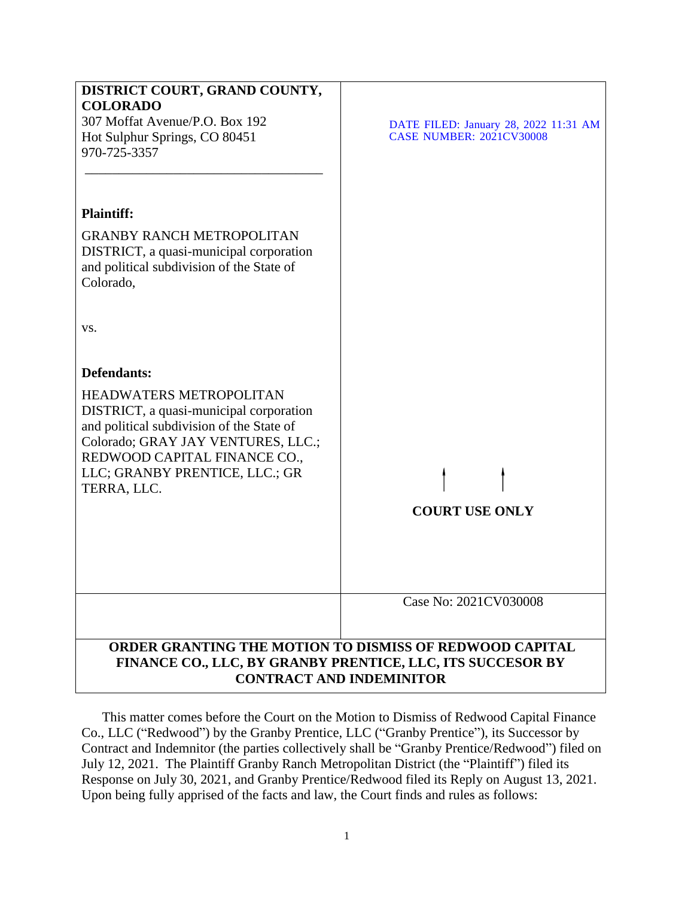**DISTRICT COURT, GRAND COUNTY, COLORADO**
307 Moffat Avenue/P.O. Box 192
Hot Sulphur Springs, CO 80451
970-725-3357

DATE FILED: January 28, 2022 11:31 AM
CASE NUMBER: 2021CV30008

**Plaintiff:**

GRANBY RANCH METROPOLITAN DISTRICT, a quasi-municipal corporation and political subdivision of the State of Colorado,

vs.

**Defendants:**

HEADWATERS METROPOLITAN DISTRICT, a quasi-municipal corporation and political subdivision of the State of Colorado; GRAY JAY VENTURES, LLC.; REDWOOD CAPITAL FINANCE CO., LLC; GRANBY PRENTICE, LLC.; GR TERRA, LLC.

**COURT USE ONLY**

Case No: 2021CV030008

**ORDER GRANTING THE MOTION TO DISMISS OF REDWOOD CAPITAL FINANCE CO., LLC, BY GRANBY PRENTICE, LLC, ITS SUCCESOR BY CONTRACT AND INDEMINITOR**

This matter comes before the Court on the Motion to Dismiss of Redwood Capital Finance Co., LLC ("Redwood") by the Granby Prentice, LLC ("Granby Prentice"), its Successor by Contract and Indemnitor (the parties collectively shall be "Granby Prentice/Redwood") filed on July 12, 2021. The Plaintiff Granby Ranch Metropolitan District (the "Plaintiff") filed its Response on July 30, 2021, and Granby Prentice/Redwood filed its Reply on August 13, 2021. Upon being fully apprised of the facts and law, the Court finds and rules as follows: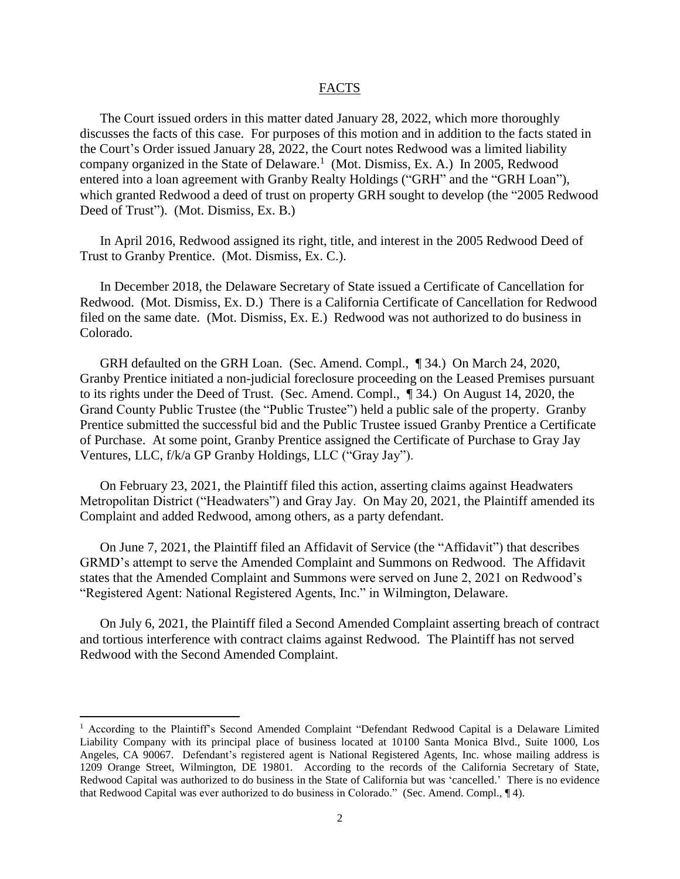## FACTS

The Court issued orders in this matter dated January 28, 2022, which more thoroughly discusses the facts of this case. For purposes of this motion and in addition to the facts stated in the Court's Order issued January 28, 2022, the Court notes Redwood was a limited liability company organized in the State of Delaware.[1] (Mot. Dismiss, Ex. A.) In 2005, Redwood entered into a loan agreement with Granby Realty Holdings ("GRH" and the "GRH Loan"), which granted Redwood a deed of trust on property GRH sought to develop (the "2005 Redwood Deed of Trust"). (Mot. Dismiss, Ex. B.)

In April 2016, Redwood assigned its right, title, and interest in the 2005 Redwood Deed of Trust to Granby Prentice. (Mot. Dismiss, Ex. C.).

In December 2018, the Delaware Secretary of State issued a Certificate of Cancellation for Redwood. (Mot. Dismiss, Ex. D.) There is a California Certificate of Cancellation for Redwood filed on the same date. (Mot. Dismiss, Ex. E.) Redwood was not authorized to do business in Colorado.

GRH defaulted on the GRH Loan. (Sec. Amend. Compl., ¶ 34.) On March 24, 2020, Granby Prentice initiated a non-judicial foreclosure proceeding on the Leased Premises pursuant to its rights under the Deed of Trust. (Sec. Amend. Compl., ¶ 34.) On August 14, 2020, the Grand County Public Trustee (the "Public Trustee") held a public sale of the property. Granby Prentice submitted the successful bid and the Public Trustee issued Granby Prentice a Certificate of Purchase. At some point, Granby Prentice assigned the Certificate of Purchase to Gray Jay Ventures, LLC, f/k/a GP Granby Holdings, LLC ("Gray Jay").

On February 23, 2021, the Plaintiff filed this action, asserting claims against Headwaters Metropolitan District ("Headwaters") and Gray Jay. On May 20, 2021, the Plaintiff amended its Complaint and added Redwood, among others, as a party defendant.

On June 7, 2021, the Plaintiff filed an Affidavit of Service (the "Affidavit") that describes GRMD's attempt to serve the Amended Complaint and Summons on Redwood. The Affidavit states that the Amended Complaint and Summons were served on June 2, 2021 on Redwood's "Registered Agent: National Registered Agents, Inc." in Wilmington, Delaware.

On July 6, 2021, the Plaintiff filed a Second Amended Complaint asserting breach of contract and tortious interference with contract claims against Redwood. The Plaintiff has not served Redwood with the Second Amended Complaint.

---

[1] According to the Plaintiff's Second Amended Complaint "Defendant Redwood Capital is a Delaware Limited Liability Company with its principal place of business located at 10100 Santa Monica Blvd., Suite 1000, Los Angeles, CA 90067. Defendant's registered agent is National Registered Agents, Inc. whose mailing address is 1209 Orange Street, Wilmington, DE 19801. According to the records of the California Secretary of State, Redwood Capital was authorized to do business in the State of California but was 'cancelled.' There is no evidence that Redwood Capital was ever authorized to do business in Colorado." (Sec. Amend. Compl., ¶ 4).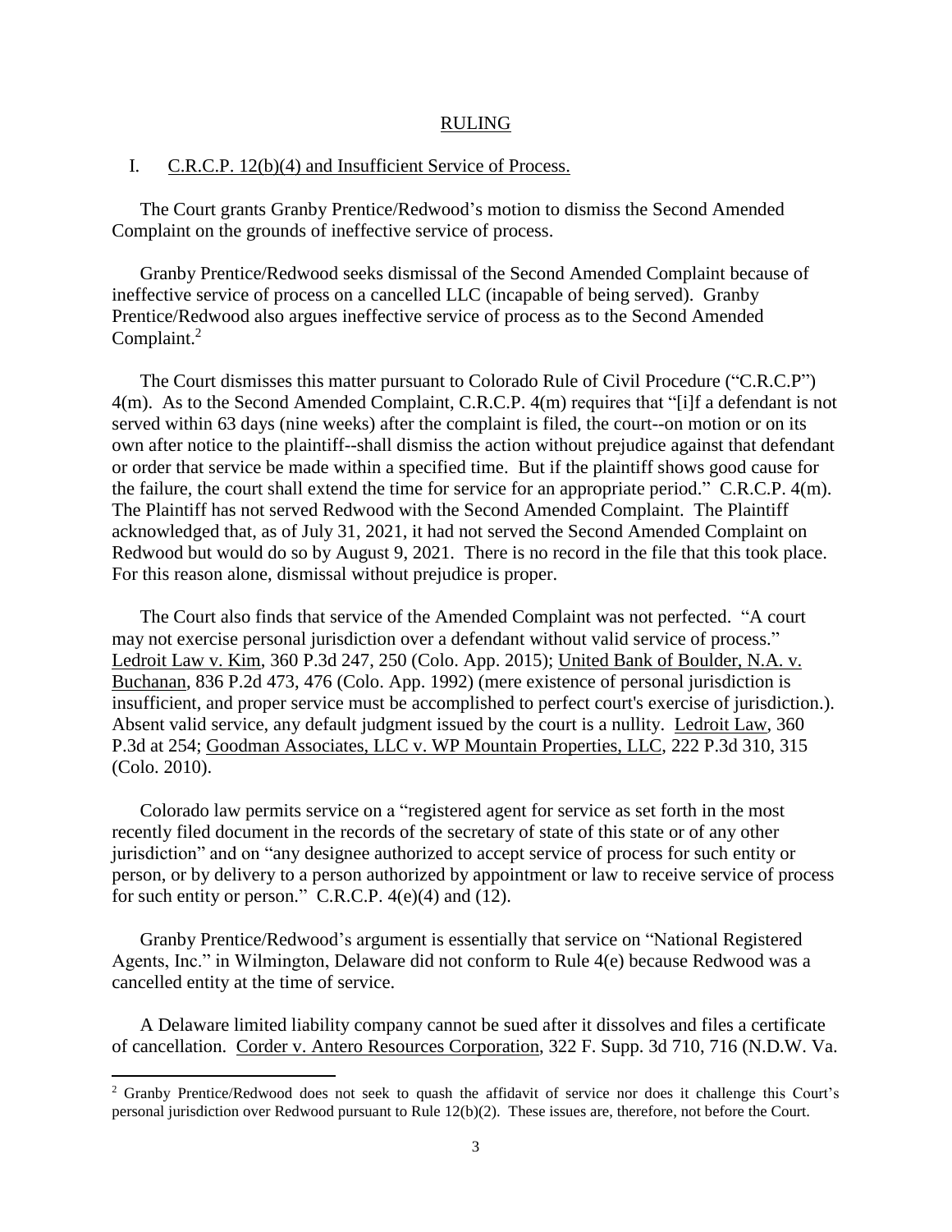## RULING

### I. C.R.C.P. 12(b)(4) and Insufficient Service of Process.

The Court grants Granby Prentice/Redwood's motion to dismiss the Second Amended Complaint on the grounds of ineffective service of process.

Granby Prentice/Redwood seeks dismissal of the Second Amended Complaint because of ineffective service of process on a cancelled LLC (incapable of being served). Granby Prentice/Redwood also argues ineffective service of process as to the Second Amended Complaint.[2]

The Court dismisses this matter pursuant to Colorado Rule of Civil Procedure ("C.R.C.P") 4(m). As to the Second Amended Complaint, C.R.C.P. 4(m) requires that "[i]f a defendant is not served within 63 days (nine weeks) after the complaint is filed, the court--on motion or on its own after notice to the plaintiff--shall dismiss the action without prejudice against that defendant or order that service be made within a specified time. But if the plaintiff shows good cause for the failure, the court shall extend the time for service for an appropriate period." C.R.C.P. 4(m). The Plaintiff has not served Redwood with the Second Amended Complaint. The Plaintiff acknowledged that, as of July 31, 2021, it had not served the Second Amended Complaint on Redwood but would do so by August 9, 2021. There is no record in the file that this took place. For this reason alone, dismissal without prejudice is proper.

The Court also finds that service of the Amended Complaint was not perfected. "A court may not exercise personal jurisdiction over a defendant without valid service of process." Ledroit Law v. Kim, 360 P.3d 247, 250 (Colo. App. 2015); United Bank of Boulder, N.A. v. Buchanan, 836 P.2d 473, 476 (Colo. App. 1992) (mere existence of personal jurisdiction is insufficient, and proper service must be accomplished to perfect court's exercise of jurisdiction.). Absent valid service, any default judgment issued by the court is a nullity. Ledroit Law, 360 P.3d at 254; Goodman Associates, LLC v. WP Mountain Properties, LLC, 222 P.3d 310, 315 (Colo. 2010).

Colorado law permits service on a "registered agent for service as set forth in the most recently filed document in the records of the secretary of state of this state or of any other jurisdiction" and on "any designee authorized to accept service of process for such entity or person, or by delivery to a person authorized by appointment or law to receive service of process for such entity or person." C.R.C.P. 4(e)(4) and (12).

Granby Prentice/Redwood's argument is essentially that service on "National Registered Agents, Inc." in Wilmington, Delaware did not conform to Rule 4(e) because Redwood was a cancelled entity at the time of service.

A Delaware limited liability company cannot be sued after it dissolves and files a certificate of cancellation. Corder v. Antero Resources Corporation, 322 F. Supp. 3d 710, 716 (N.D.W. Va.

[2] Granby Prentice/Redwood does not seek to quash the affidavit of service nor does it challenge this Court's personal jurisdiction over Redwood pursuant to Rule 12(b)(2). These issues are, therefore, not before the Court.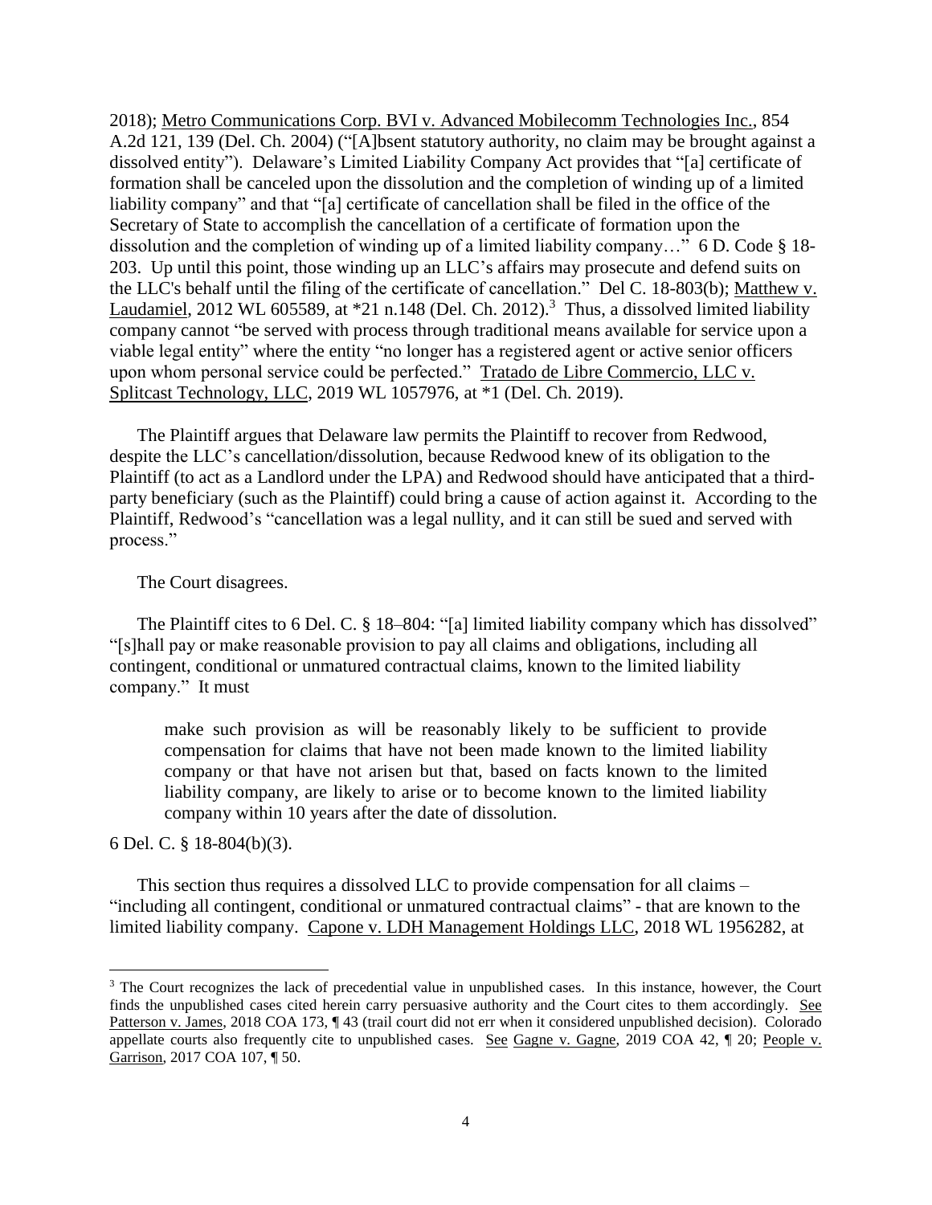2018); Metro Communications Corp. BVI v. Advanced Mobilecomm Technologies Inc., 854 A.2d 121, 139 (Del. Ch. 2004) ("[A]bsent statutory authority, no claim may be brought against a dissolved entity"). Delaware's Limited Liability Company Act provides that "[a] certificate of formation shall be canceled upon the dissolution and the completion of winding up of a limited liability company" and that "[a] certificate of cancellation shall be filed in the office of the Secretary of State to accomplish the cancellation of a certificate of formation upon the dissolution and the completion of winding up of a limited liability company…" 6 D. Code § 18-203. Up until this point, those winding up an LLC's affairs may prosecute and defend suits on the LLC's behalf until the filing of the certificate of cancellation." Del C. 18-803(b); Matthew v. Laudamiel, 2012 WL 605589, at *21 n.148 (Del. Ch. 2012).[3] Thus, a dissolved limited liability company cannot "be served with process through traditional means available for service upon a viable legal entity" where the entity "no longer has a registered agent or active senior officers upon whom personal service could be perfected." Tratado de Libre Commercio, LLC v. Splitcast Technology, LLC, 2019 WL 1057976, at *1 (Del. Ch. 2019).

The Plaintiff argues that Delaware law permits the Plaintiff to recover from Redwood, despite the LLC's cancellation/dissolution, because Redwood knew of its obligation to the Plaintiff (to act as a Landlord under the LPA) and Redwood should have anticipated that a third-party beneficiary (such as the Plaintiff) could bring a cause of action against it. According to the Plaintiff, Redwood's "cancellation was a legal nullity, and it can still be sued and served with process."

The Court disagrees.

The Plaintiff cites to 6 Del. C. § 18–804: "[a] limited liability company which has dissolved" "[s]hall pay or make reasonable provision to pay all claims and obligations, including all contingent, conditional or unmatured contractual claims, known to the limited liability company." It must

> make such provision as will be reasonably likely to be sufficient to provide compensation for claims that have not been made known to the limited liability company or that have not arisen but that, based on facts known to the limited liability company, are likely to arise or to become known to the limited liability company within 10 years after the date of dissolution.

6 Del. C. § 18-804(b)(3).

This section thus requires a dissolved LLC to provide compensation for all claims – "including all contingent, conditional or unmatured contractual claims" - that are known to the limited liability company. Capone v. LDH Management Holdings LLC, 2018 WL 1956282, at

[3] The Court recognizes the lack of precedential value in unpublished cases. In this instance, however, the Court finds the unpublished cases cited herein carry persuasive authority and the Court cites to them accordingly. See Patterson v. James, 2018 COA 173, ¶ 43 (trail court did not err when it considered unpublished decision). Colorado appellate courts also frequently cite to unpublished cases. See Gagne v. Gagne, 2019 COA 42, ¶ 20; People v. Garrison, 2017 COA 107, ¶ 50.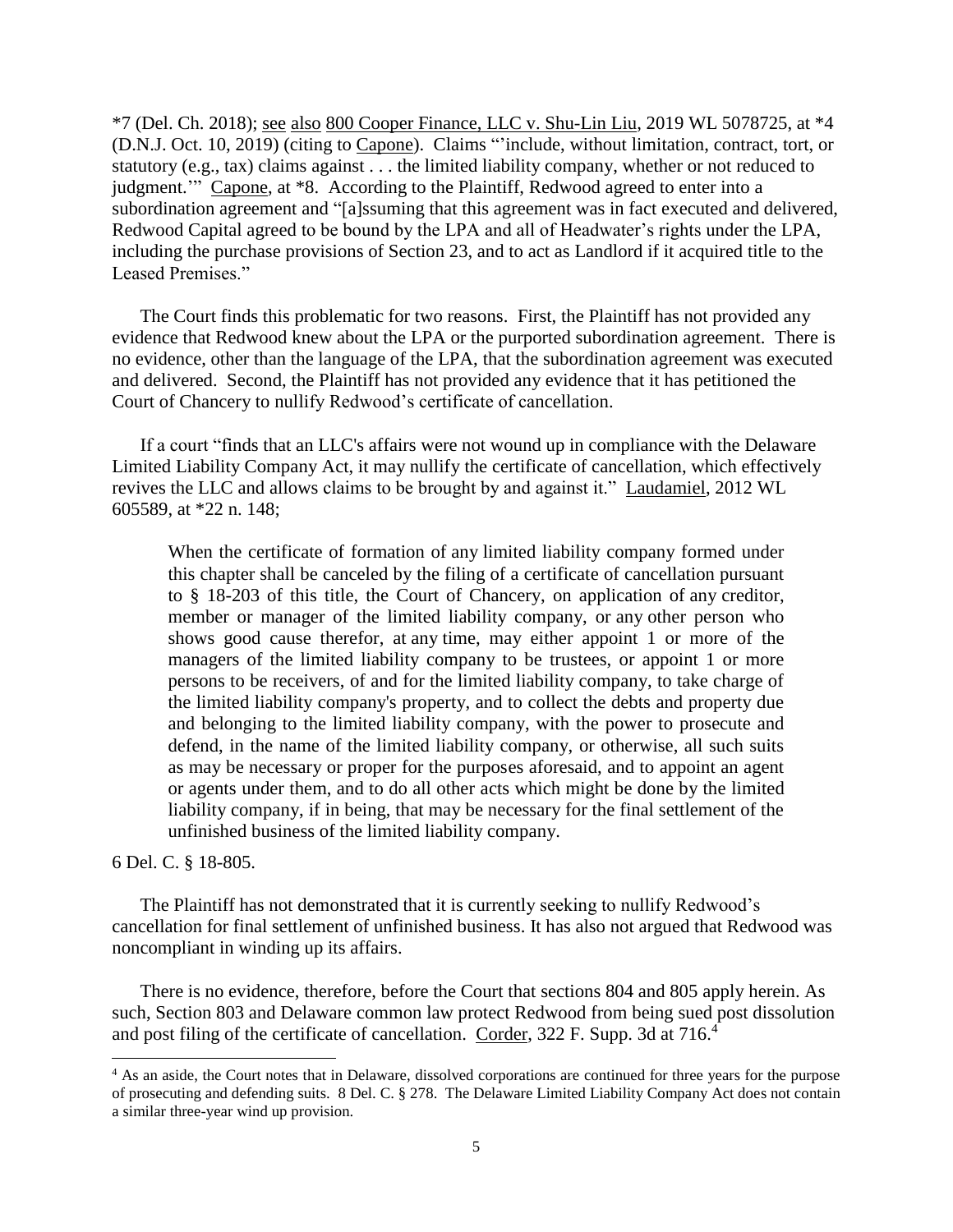*7 (Del. Ch. 2018); see also 800 Cooper Finance, LLC v. Shu-Lin Liu, 2019 WL 5078725, at *4 (D.N.J. Oct. 10, 2019) (citing to Capone). Claims "'include, without limitation, contract, tort, or statutory (e.g., tax) claims against . . . the limited liability company, whether or not reduced to judgment.'" Capone, at *8. According to the Plaintiff, Redwood agreed to enter into a subordination agreement and "[a]ssuming that this agreement was in fact executed and delivered, Redwood Capital agreed to be bound by the LPA and all of Headwater's rights under the LPA, including the purchase provisions of Section 23, and to act as Landlord if it acquired title to the Leased Premises."

The Court finds this problematic for two reasons. First, the Plaintiff has not provided any evidence that Redwood knew about the LPA or the purported subordination agreement. There is no evidence, other than the language of the LPA, that the subordination agreement was executed and delivered. Second, the Plaintiff has not provided any evidence that it has petitioned the Court of Chancery to nullify Redwood's certificate of cancellation.

If a court "finds that an LLC's affairs were not wound up in compliance with the Delaware Limited Liability Company Act, it may nullify the certificate of cancellation, which effectively revives the LLC and allows claims to be brought by and against it." Laudamiel, 2012 WL 605589, at *22 n. 148;

> When the certificate of formation of any limited liability company formed under this chapter shall be canceled by the filing of a certificate of cancellation pursuant to § 18-203 of this title, the Court of Chancery, on application of any creditor, member or manager of the limited liability company, or any other person who shows good cause therefor, at any time, may either appoint 1 or more of the managers of the limited liability company to be trustees, or appoint 1 or more persons to be receivers, of and for the limited liability company, to take charge of the limited liability company's property, and to collect the debts and property due and belonging to the limited liability company, with the power to prosecute and defend, in the name of the limited liability company, or otherwise, all such suits as may be necessary or proper for the purposes aforesaid, and to appoint an agent or agents under them, and to do all other acts which might be done by the limited liability company, if in being, that may be necessary for the final settlement of the unfinished business of the limited liability company.

6 Del. C. § 18-805.

The Plaintiff has not demonstrated that it is currently seeking to nullify Redwood's cancellation for final settlement of unfinished business. It has also not argued that Redwood was noncompliant in winding up its affairs.

There is no evidence, therefore, before the Court that sections 804 and 805 apply herein. As such, Section 803 and Delaware common law protect Redwood from being sued post dissolution and post filing of the certificate of cancellation. Corder, 322 F. Supp. 3d at 716.[4]

[4] As an aside, the Court notes that in Delaware, dissolved corporations are continued for three years for the purpose of prosecuting and defending suits. 8 Del. C. § 278. The Delaware Limited Liability Company Act does not contain a similar three-year wind up provision.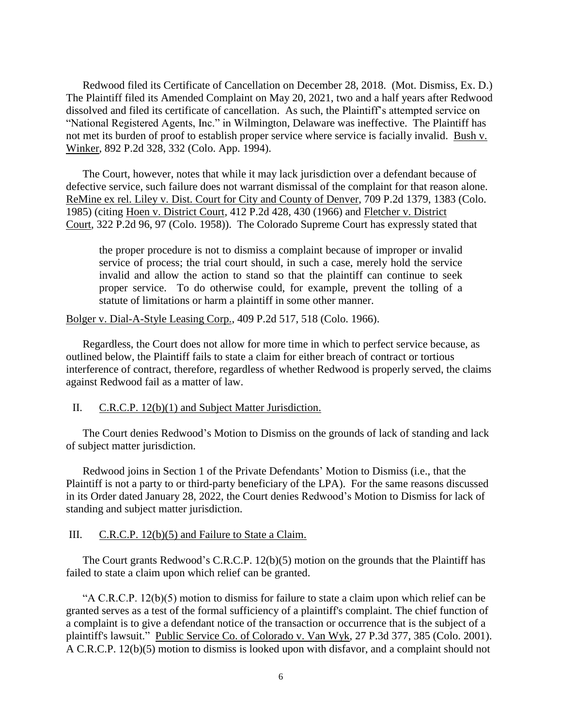Redwood filed its Certificate of Cancellation on December 28, 2018. (Mot. Dismiss, Ex. D.) The Plaintiff filed its Amended Complaint on May 20, 2021, two and a half years after Redwood dissolved and filed its certificate of cancellation. As such, the Plaintiff's attempted service on "National Registered Agents, Inc." in Wilmington, Delaware was ineffective. The Plaintiff has not met its burden of proof to establish proper service where service is facially invalid. Bush v. Winker, 892 P.2d 328, 332 (Colo. App. 1994).

The Court, however, notes that while it may lack jurisdiction over a defendant because of defective service, such failure does not warrant dismissal of the complaint for that reason alone. ReMine ex rel. Liley v. Dist. Court for City and County of Denver, 709 P.2d 1379, 1383 (Colo. 1985) (citing Hoen v. District Court, 412 P.2d 428, 430 (1966) and Fletcher v. District Court, 322 P.2d 96, 97 (Colo. 1958)). The Colorado Supreme Court has expressly stated that

> the proper procedure is not to dismiss a complaint because of improper or invalid service of process; the trial court should, in such a case, merely hold the service invalid and allow the action to stand so that the plaintiff can continue to seek proper service. To do otherwise could, for example, prevent the tolling of a statute of limitations or harm a plaintiff in some other manner.

Bolger v. Dial-A-Style Leasing Corp., 409 P.2d 517, 518 (Colo. 1966).

Regardless, the Court does not allow for more time in which to perfect service because, as outlined below, the Plaintiff fails to state a claim for either breach of contract or tortious interference of contract, therefore, regardless of whether Redwood is properly served, the claims against Redwood fail as a matter of law.

## II. C.R.C.P. 12(b)(1) and Subject Matter Jurisdiction.

The Court denies Redwood's Motion to Dismiss on the grounds of lack of standing and lack of subject matter jurisdiction.

Redwood joins in Section 1 of the Private Defendants' Motion to Dismiss (i.e., that the Plaintiff is not a party to or third-party beneficiary of the LPA). For the same reasons discussed in its Order dated January 28, 2022, the Court denies Redwood's Motion to Dismiss for lack of standing and subject matter jurisdiction.

## III. C.R.C.P. 12(b)(5) and Failure to State a Claim.

The Court grants Redwood's C.R.C.P. 12(b)(5) motion on the grounds that the Plaintiff has failed to state a claim upon which relief can be granted.

"A C.R.C.P. 12(b)(5) motion to dismiss for failure to state a claim upon which relief can be granted serves as a test of the formal sufficiency of a plaintiff's complaint. The chief function of a complaint is to give a defendant notice of the transaction or occurrence that is the subject of a plaintiff's lawsuit." Public Service Co. of Colorado v. Van Wyk, 27 P.3d 377, 385 (Colo. 2001). A C.R.C.P. 12(b)(5) motion to dismiss is looked upon with disfavor, and a complaint should not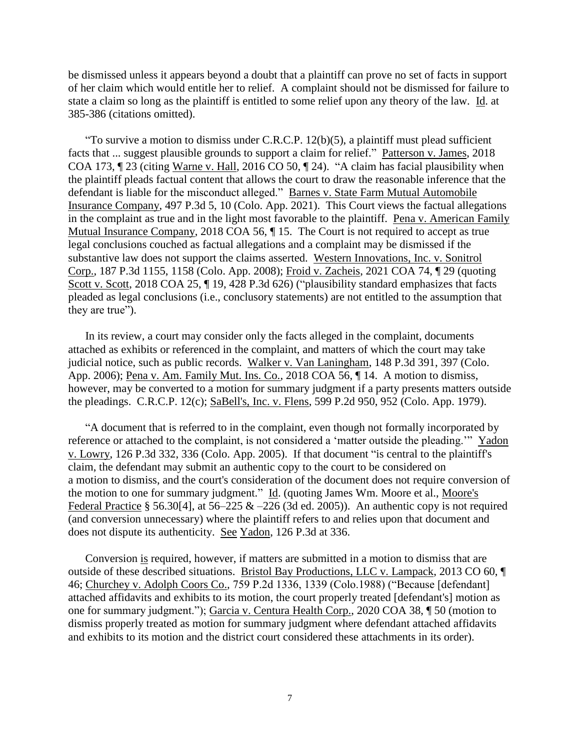be dismissed unless it appears beyond a doubt that a plaintiff can prove no set of facts in support of her claim which would entitle her to relief. A complaint should not be dismissed for failure to state a claim so long as the plaintiff is entitled to some relief upon any theory of the law. Id. at 385-386 (citations omitted).

"To survive a motion to dismiss under C.R.C.P. 12(b)(5), a plaintiff must plead sufficient facts that ... suggest plausible grounds to support a claim for relief." Patterson v. James, 2018 COA 173, ¶ 23 (citing Warne v. Hall, 2016 CO 50, ¶ 24). "A claim has facial plausibility when the plaintiff pleads factual content that allows the court to draw the reasonable inference that the defendant is liable for the misconduct alleged." Barnes v. State Farm Mutual Automobile Insurance Company, 497 P.3d 5, 10 (Colo. App. 2021). This Court views the factual allegations in the complaint as true and in the light most favorable to the plaintiff. Pena v. American Family Mutual Insurance Company, 2018 COA 56, ¶ 15. The Court is not required to accept as true legal conclusions couched as factual allegations and a complaint may be dismissed if the substantive law does not support the claims asserted. Western Innovations, Inc. v. Sonitrol Corp., 187 P.3d 1155, 1158 (Colo. App. 2008); Froid v. Zacheis, 2021 COA 74, ¶ 29 (quoting Scott v. Scott, 2018 COA 25, ¶ 19, 428 P.3d 626) ("plausibility standard emphasizes that facts pleaded as legal conclusions (i.e., conclusory statements) are not entitled to the assumption that they are true").

In its review, a court may consider only the facts alleged in the complaint, documents attached as exhibits or referenced in the complaint, and matters of which the court may take judicial notice, such as public records. Walker v. Van Laningham, 148 P.3d 391, 397 (Colo. App. 2006); Pena v. Am. Family Mut. Ins. Co., 2018 COA 56, ¶ 14. A motion to dismiss, however, may be converted to a motion for summary judgment if a party presents matters outside the pleadings. C.R.C.P. 12(c); SaBell's, Inc. v. Flens, 599 P.2d 950, 952 (Colo. App. 1979).

"A document that is referred to in the complaint, even though not formally incorporated by reference or attached to the complaint, is not considered a 'matter outside the pleading.'" Yadon v. Lowry, 126 P.3d 332, 336 (Colo. App. 2005). If that document "is central to the plaintiff's claim, the defendant may submit an authentic copy to the court to be considered on a motion to dismiss, and the court's consideration of the document does not require conversion of the motion to one for summary judgment." Id. (quoting James Wm. Moore et al., Moore's Federal Practice § 56.30[4], at 56–225 & –226 (3d ed. 2005)). An authentic copy is not required (and conversion unnecessary) where the plaintiff refers to and relies upon that document and does not dispute its authenticity. See Yadon, 126 P.3d at 336.

Conversion is required, however, if matters are submitted in a motion to dismiss that are outside of these described situations. Bristol Bay Productions, LLC v. Lampack, 2013 CO 60, ¶ 46; Churchey v. Adolph Coors Co., 759 P.2d 1336, 1339 (Colo.1988) ("Because [defendant] attached affidavits and exhibits to its motion, the court properly treated [defendant's] motion as one for summary judgment."); Garcia v. Centura Health Corp., 2020 COA 38, ¶ 50 (motion to dismiss properly treated as motion for summary judgment where defendant attached affidavits and exhibits to its motion and the district court considered these attachments in its order).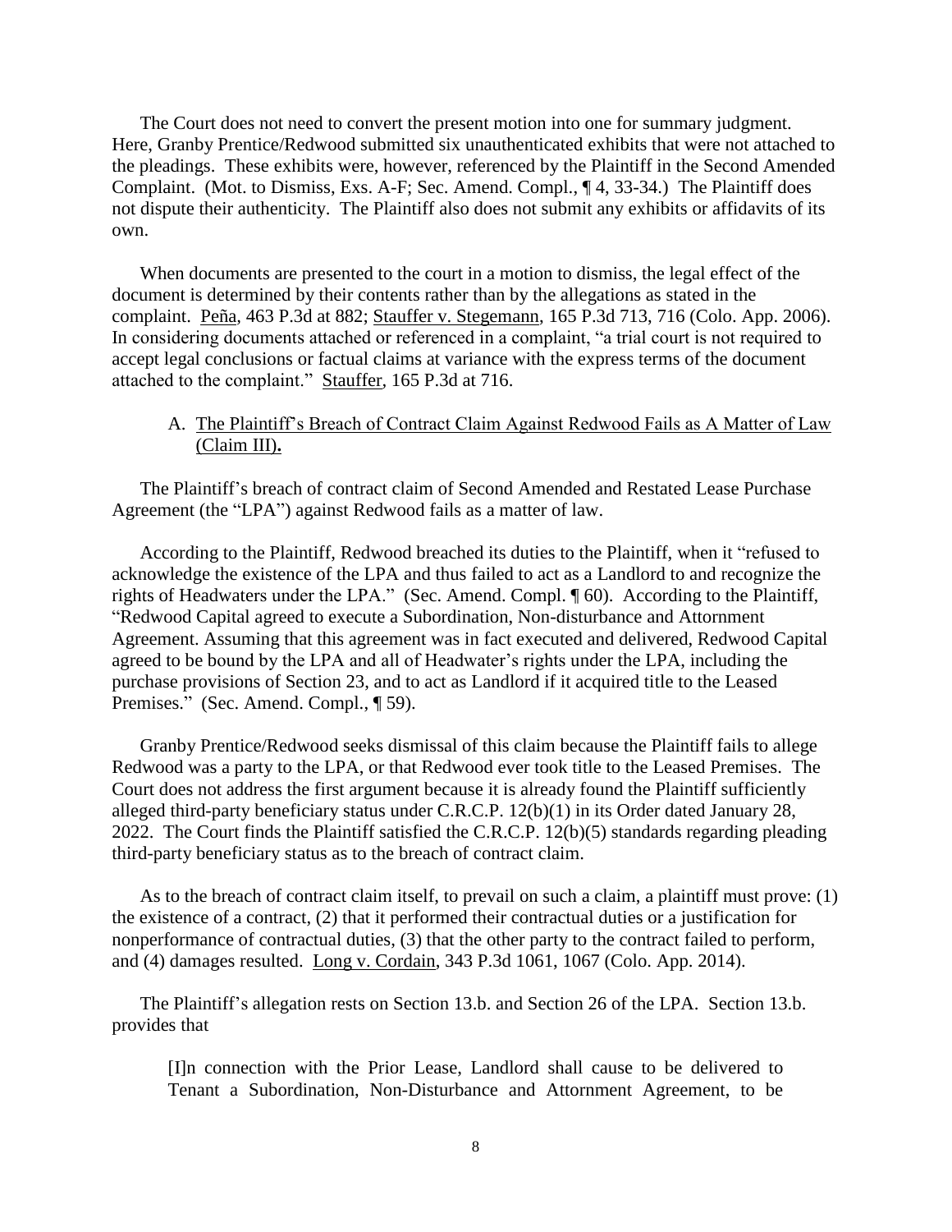The Court does not need to convert the present motion into one for summary judgment. Here, Granby Prentice/Redwood submitted six unauthenticated exhibits that were not attached to the pleadings. These exhibits were, however, referenced by the Plaintiff in the Second Amended Complaint. (Mot. to Dismiss, Exs. A-F; Sec. Amend. Compl., ¶ 4, 33-34.) The Plaintiff does not dispute their authenticity. The Plaintiff also does not submit any exhibits or affidavits of its own.

When documents are presented to the court in a motion to dismiss, the legal effect of the document is determined by their contents rather than by the allegations as stated in the complaint. Peña, 463 P.3d at 882; Stauffer v. Stegemann, 165 P.3d 713, 716 (Colo. App. 2006). In considering documents attached or referenced in a complaint, "a trial court is not required to accept legal conclusions or factual claims at variance with the express terms of the document attached to the complaint." Stauffer, 165 P.3d at 716.

A. The Plaintiff's Breach of Contract Claim Against Redwood Fails as A Matter of Law (Claim III).

The Plaintiff's breach of contract claim of Second Amended and Restated Lease Purchase Agreement (the "LPA") against Redwood fails as a matter of law.

According to the Plaintiff, Redwood breached its duties to the Plaintiff, when it "refused to acknowledge the existence of the LPA and thus failed to act as a Landlord to and recognize the rights of Headwaters under the LPA." (Sec. Amend. Compl. ¶ 60). According to the Plaintiff, "Redwood Capital agreed to execute a Subordination, Non-disturbance and Attornment Agreement. Assuming that this agreement was in fact executed and delivered, Redwood Capital agreed to be bound by the LPA and all of Headwater's rights under the LPA, including the purchase provisions of Section 23, and to act as Landlord if it acquired title to the Leased Premises." (Sec. Amend. Compl., ¶ 59).

Granby Prentice/Redwood seeks dismissal of this claim because the Plaintiff fails to allege Redwood was a party to the LPA, or that Redwood ever took title to the Leased Premises. The Court does not address the first argument because it is already found the Plaintiff sufficiently alleged third-party beneficiary status under C.R.C.P. 12(b)(1) in its Order dated January 28, 2022. The Court finds the Plaintiff satisfied the C.R.C.P. 12(b)(5) standards regarding pleading third-party beneficiary status as to the breach of contract claim.

As to the breach of contract claim itself, to prevail on such a claim, a plaintiff must prove: (1) the existence of a contract, (2) that it performed their contractual duties or a justification for nonperformance of contractual duties, (3) that the other party to the contract failed to perform, and (4) damages resulted. Long v. Cordain, 343 P.3d 1061, 1067 (Colo. App. 2014).

The Plaintiff's allegation rests on Section 13.b. and Section 26 of the LPA. Section 13.b. provides that

> [I]n connection with the Prior Lease, Landlord shall cause to be delivered to Tenant a Subordination, Non-Disturbance and Attornment Agreement, to be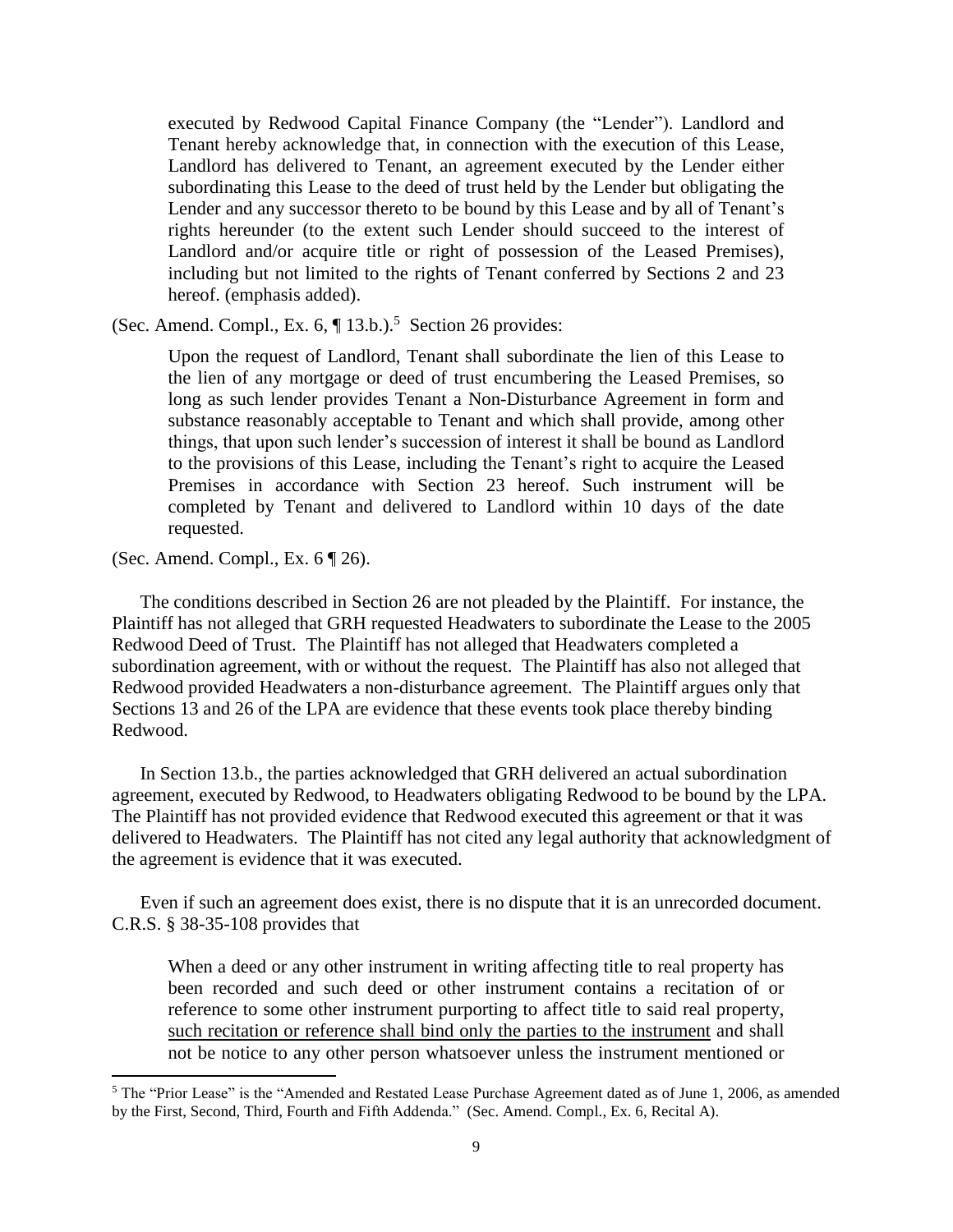executed by Redwood Capital Finance Company (the "Lender"). Landlord and Tenant hereby acknowledge that, in connection with the execution of this Lease, Landlord has delivered to Tenant, an agreement executed by the Lender either subordinating this Lease to the deed of trust held by the Lender but obligating the Lender and any successor thereto to be bound by this Lease and by all of Tenant's rights hereunder (to the extent such Lender should succeed to the interest of Landlord and/or acquire title or right of possession of the Leased Premises), including but not limited to the rights of Tenant conferred by Sections 2 and 23 hereof. (emphasis added).

(Sec. Amend. Compl., Ex. 6, ¶ 13.b.).[5] Section 26 provides:

> Upon the request of Landlord, Tenant shall subordinate the lien of this Lease to the lien of any mortgage or deed of trust encumbering the Leased Premises, so long as such lender provides Tenant a Non-Disturbance Agreement in form and substance reasonably acceptable to Tenant and which shall provide, among other things, that upon such lender's succession of interest it shall be bound as Landlord to the provisions of this Lease, including the Tenant's right to acquire the Leased Premises in accordance with Section 23 hereof. Such instrument will be completed by Tenant and delivered to Landlord within 10 days of the date requested.

(Sec. Amend. Compl., Ex. 6 ¶ 26).

The conditions described in Section 26 are not pleaded by the Plaintiff. For instance, the Plaintiff has not alleged that GRH requested Headwaters to subordinate the Lease to the 2005 Redwood Deed of Trust. The Plaintiff has not alleged that Headwaters completed a subordination agreement, with or without the request. The Plaintiff has also not alleged that Redwood provided Headwaters a non-disturbance agreement. The Plaintiff argues only that Sections 13 and 26 of the LPA are evidence that these events took place thereby binding Redwood.

In Section 13.b., the parties acknowledged that GRH delivered an actual subordination agreement, executed by Redwood, to Headwaters obligating Redwood to be bound by the LPA. The Plaintiff has not provided evidence that Redwood executed this agreement or that it was delivered to Headwaters. The Plaintiff has not cited any legal authority that acknowledgment of the agreement is evidence that it was executed.

Even if such an agreement does exist, there is no dispute that it is an unrecorded document. C.R.S. § 38-35-108 provides that

> When a deed or any other instrument in writing affecting title to real property has been recorded and such deed or other instrument contains a recitation of or reference to some other instrument purporting to affect title to said real property, <u>such recitation or reference shall bind only the parties to the instrument</u> and shall not be notice to any other person whatsoever unless the instrument mentioned or

[5] The "Prior Lease" is the "Amended and Restated Lease Purchase Agreement dated as of June 1, 2006, as amended by the First, Second, Third, Fourth and Fifth Addenda." (Sec. Amend. Compl., Ex. 6, Recital A).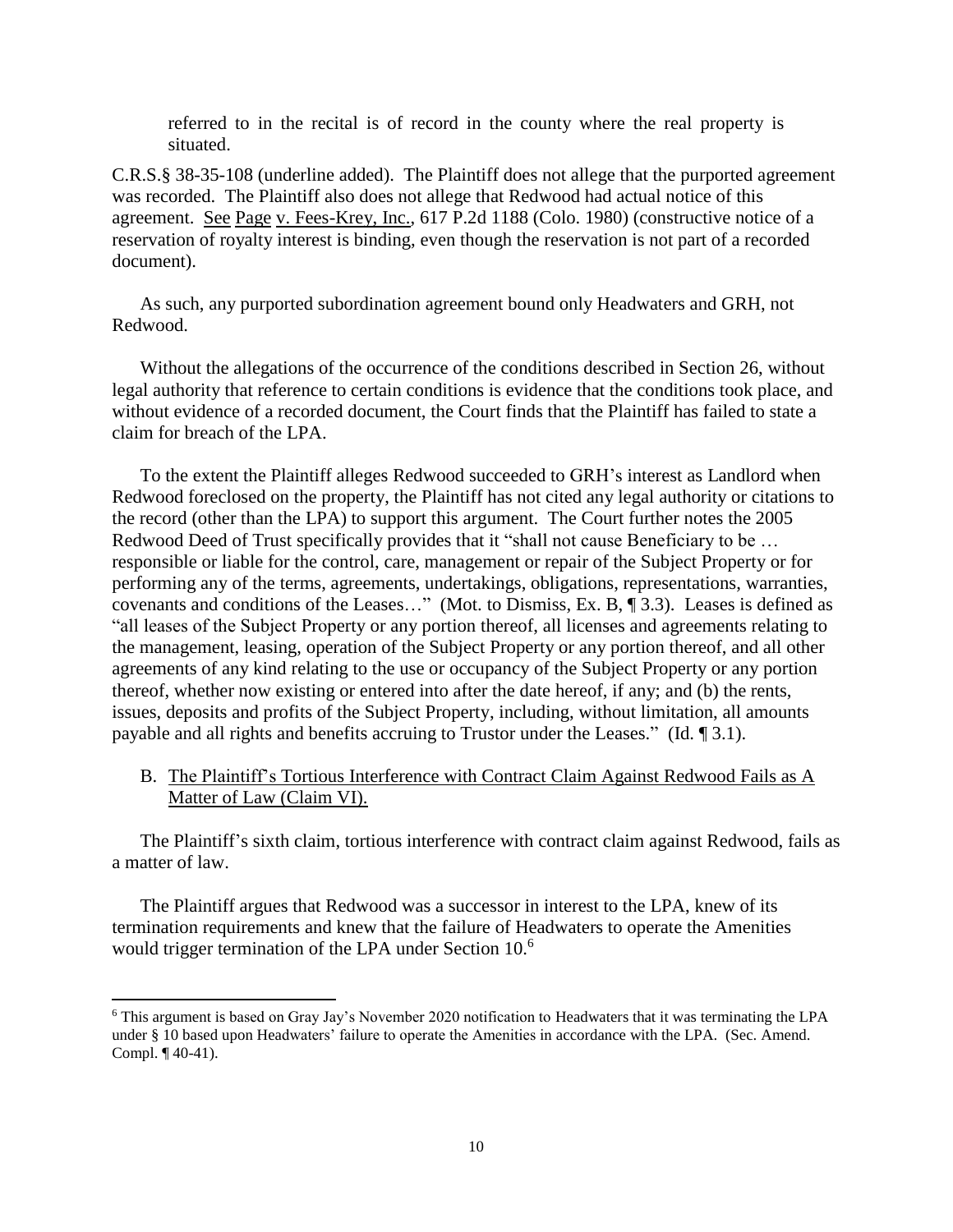> referred to in the recital is of record in the county where the real property is situated.

C.R.S.§ 38-35-108 (underline added). The Plaintiff does not allege that the purported agreement was recorded. The Plaintiff also does not allege that Redwood had actual notice of this agreement. See Page v. Fees-Krey, Inc., 617 P.2d 1188 (Colo. 1980) (constructive notice of a reservation of royalty interest is binding, even though the reservation is not part of a recorded document).

As such, any purported subordination agreement bound only Headwaters and GRH, not Redwood.

Without the allegations of the occurrence of the conditions described in Section 26, without legal authority that reference to certain conditions is evidence that the conditions took place, and without evidence of a recorded document, the Court finds that the Plaintiff has failed to state a claim for breach of the LPA.

To the extent the Plaintiff alleges Redwood succeeded to GRH's interest as Landlord when Redwood foreclosed on the property, the Plaintiff has not cited any legal authority or citations to the record (other than the LPA) to support this argument. The Court further notes the 2005 Redwood Deed of Trust specifically provides that it "shall not cause Beneficiary to be … responsible or liable for the control, care, management or repair of the Subject Property or for performing any of the terms, agreements, undertakings, obligations, representations, warranties, covenants and conditions of the Leases…" (Mot. to Dismiss, Ex. B, ¶ 3.3). Leases is defined as "all leases of the Subject Property or any portion thereof, all licenses and agreements relating to the management, leasing, operation of the Subject Property or any portion thereof, and all other agreements of any kind relating to the use or occupancy of the Subject Property or any portion thereof, whether now existing or entered into after the date hereof, if any; and (b) the rents, issues, deposits and profits of the Subject Property, including, without limitation, all amounts payable and all rights and benefits accruing to Trustor under the Leases." (Id. ¶ 3.1).

### B. The Plaintiff's Tortious Interference with Contract Claim Against Redwood Fails as A Matter of Law (Claim VI).

The Plaintiff's sixth claim, tortious interference with contract claim against Redwood, fails as a matter of law.

The Plaintiff argues that Redwood was a successor in interest to the LPA, knew of its termination requirements and knew that the failure of Headwaters to operate the Amenities would trigger termination of the LPA under Section 10.[6]

---

[6] This argument is based on Gray Jay's November 2020 notification to Headwaters that it was terminating the LPA under § 10 based upon Headwaters' failure to operate the Amenities in accordance with the LPA. (Sec. Amend. Compl. ¶ 40-41).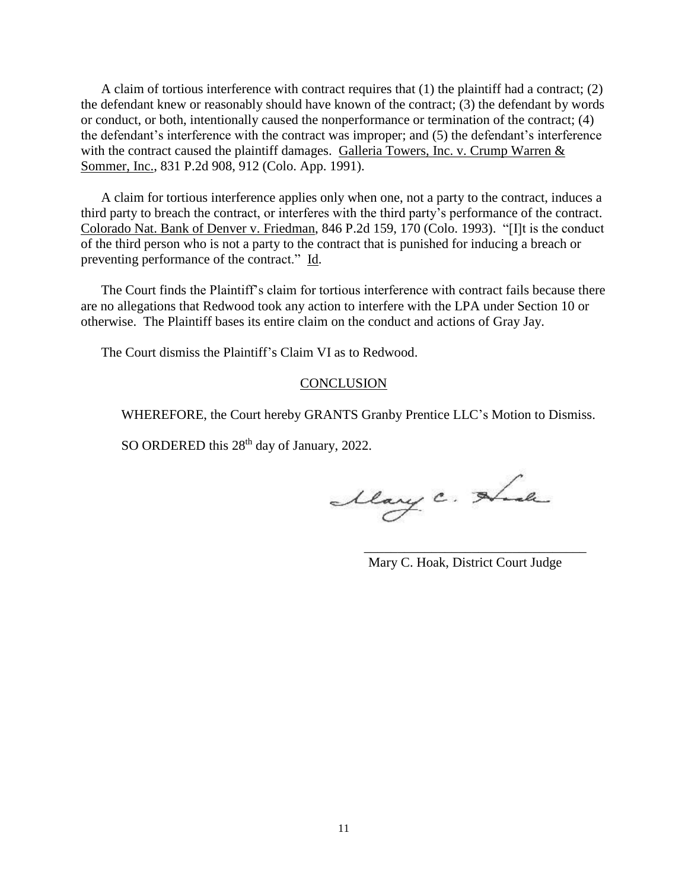A claim of tortious interference with contract requires that (1) the plaintiff had a contract; (2) the defendant knew or reasonably should have known of the contract; (3) the defendant by words or conduct, or both, intentionally caused the nonperformance or termination of the contract; (4) the defendant's interference with the contract was improper; and (5) the defendant's interference with the contract caused the plaintiff damages. Galleria Towers, Inc. v. Crump Warren & Sommer, Inc., 831 P.2d 908, 912 (Colo. App. 1991).

A claim for tortious interference applies only when one, not a party to the contract, induces a third party to breach the contract, or interferes with the third party's performance of the contract. Colorado Nat. Bank of Denver v. Friedman, 846 P.2d 159, 170 (Colo. 1993). "[I]t is the conduct of the third person who is not a party to the contract that is punished for inducing a breach or preventing performance of the contract." Id.

The Court finds the Plaintiff's claim for tortious interference with contract fails because there are no allegations that Redwood took any action to interfere with the LPA under Section 10 or otherwise. The Plaintiff bases its entire claim on the conduct and actions of Gray Jay.

The Court dismiss the Plaintiff's Claim VI as to Redwood.

## CONCLUSION

WHEREFORE, the Court hereby GRANTS Granby Prentice LLC's Motion to Dismiss.

SO ORDERED this 28th day of January, 2022.

Mary C. Hoak

\_\_\_\_\_\_\_\_\_\_\_\_\_\_\_\_\_\_\_\_\_\_\_\_\_\_\_\_\_\_\_\_

Mary C. Hoak, District Court Judge